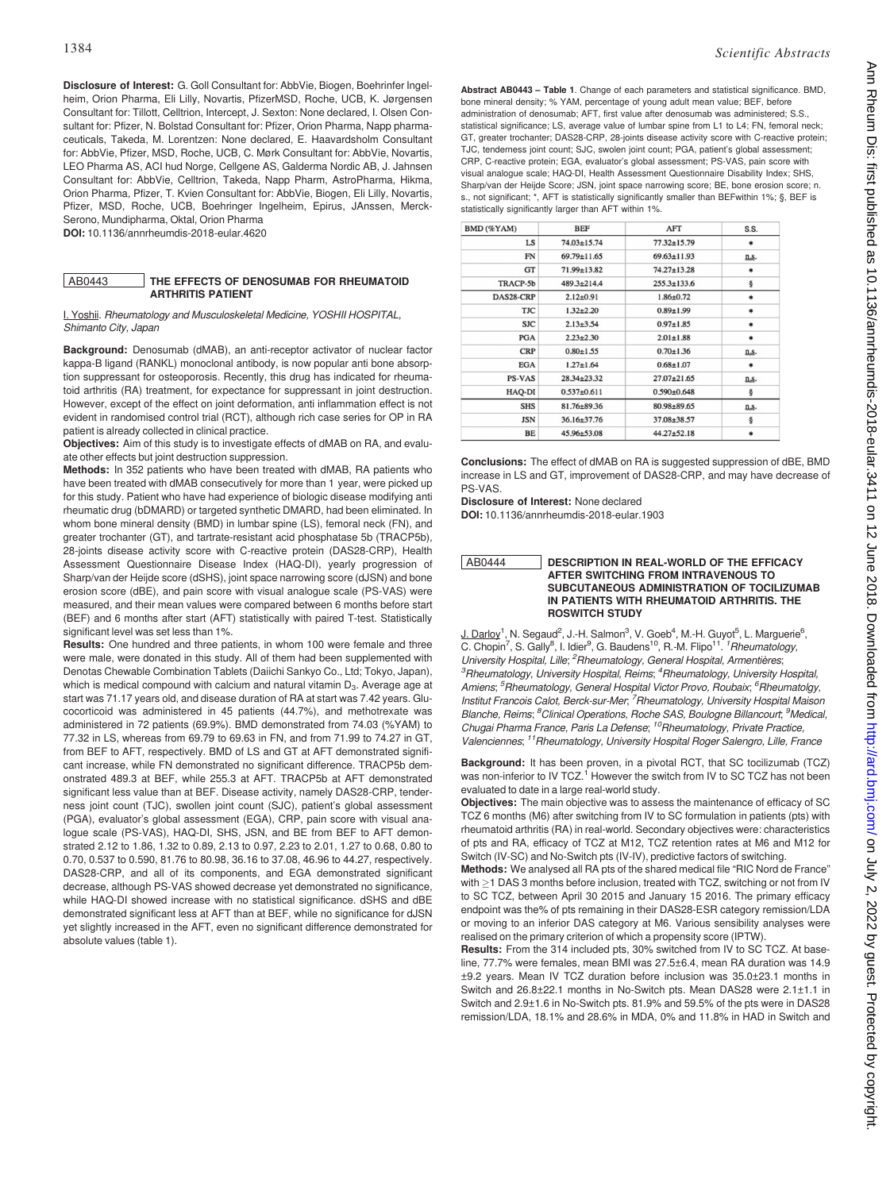**Disclosure of Interest:** G. Goll Consultant for: AbbVie, Biogen, Boehrinfer Ingelheim, Orion Pharma, Eli Lilly, Novartis, PfizerMSD, Roche, UCB, K. Jørgensen Consultant for: Tillott, Celltrion, Intercept, J. Sexton: None declared, I. Olsen Consultant for: Pfizer, N. Bolstad Consultant for: Pfizer, Orion Pharma, Napp pharmaceuticals, Takeda, M. Lorentzen: None declared, E. Haavardsholm Consultant for: AbbVie, Pfizer, MSD, Roche, UCB, C. Mørk Consultant for: AbbVie, Novartis, LEO Pharma AS, ACI hud Norge, Cellgene AS, Galderma Nordic AB, J. Jahnsen Consultant for: AbbVie, Celltrion, Takeda, Napp Pharm, AstroPharma, Hikma, Orion Pharma, Pfizer, T. Kvien Consultant for: AbbVie, Biogen, Eli Lilly, Novartis, Pfizer, MSD, Roche, UCB, Boehringer Ingelheim, Epirus, JAnssen, Merck-Serono, Mundipharma, Oktal, Orion Pharma

**DOI:** 10.1136/annrheumdis-2018-eular.4620

## AB0443 THE EFFECTS OF DENOSUMAB FOR RHEUMATOID ARTHRITIS PATIENT

I. Yoshii. *Rheumatology and Musculoskeletal Medicine, YOSHII HOSPITAL, Shimanto City, Japan*

**Background:** Denosumab (dMAB), an anti-receptor activator of nuclear factor kappa-B ligand (RANKL) monoclonal antibody, is now popular anti bone absorption suppressant for osteoporosis. Recently, this drug has indicated for rheumatoid arthritis (RA) treatment, for expectance for suppressant in joint destruction. However, except of the effect on joint deformation, anti inflammation effect is not evident in randomised control trial (RCT), although rich case series for OP in RA patient is already collected in clinical practice.

**Objectives:** Aim of this study is to investigate effects of dMAB on RA, and evaluate other effects but joint destruction suppression.

**Methods:** In 352 patients who have been treated with dMAB, RA patients who have been treated with dMAB consecutively for more than 1 year, were picked up for this study. Patient who have had experience of biologic disease modifying anti rheumatic drug (bDMARD) or targeted synthetic DMARD, had been eliminated. In whom bone mineral density (BMD) in lumbar spine (LS), femoral neck (FN), and greater trochanter (GT), and tartrate-resistant acid phosphatase 5b (TRACP5b), 28-joints disease activity score with C-reactive protein (DAS28-CRP), Health Assessment Questionnaire Disease Index (HAQ-DI), yearly progression of Sharp/van der Heijde score (dSHS), joint space narrowing score (dJSN) and bone erosion score (dBE), and pain score with visual analogue scale (PS-VAS) were measured, and their mean values were compared between 6 months before start (BEF) and 6 months after start (AFT) statistically with paired T-test. Statistically significant level was set less than 1%.

**Results:** One hundred and three patients, in whom 100 were female and three were male, were donated in this study. All of them had been supplemented with Denotas Chewable Combination Tablets (Daiichi Sankyo Co., Ltd; Tokyo, Japan), which is medical compound with calcium and natural vitamin $D_3$. Average age at start was 71.17 years old, and disease duration of RA at start was 7.42 years. Glucocorticoid was administered in 45 patients (44.7%), and methotrexate was administered in 72 patients (69.9%). BMD demonstrated from 74.03 (%YAM) to 77.32 in LS, whereas from 69.79 to 69.63 in FN, and from 71.99 to 74.27 in GT, from BEF to AFT, respectively. BMD of LS and GT at AFT demonstrated significant increase, while FN demonstrated no significant difference. TRACP5b demonstrated 489.3 at BEF, while 255.3 at AFT. TRACP5b at AFT demonstrated significant less value than at BEF. Disease activity, namely DAS28-CRP, tenderness joint count (TJC), swollen joint count (SJC), patient's global assessment (PGA), evaluator's global assessment (EGA), CRP, pain score with visual analogue scale (PS-VAS), HAQ-DI, SHS, JSN, and BE from BEF to AFT demonstrated 2.12 to 1.86, 1.32 to 0.89, 2.13 to 0.97, 2.23 to 2.01, 1.27 to 0.68, 0.80 to 0.70, 0.537 to 0.590, 81.76 to 80.98, 36.16 to 37.08, 46.96 to 44.27, respectively. DAS28-CRP, and all of its components, and EGA demonstrated significant decrease, although PS-VAS showed decrease yet demonstrated no significance, while HAQ-DI showed increase with no statistical significance. dSHS and dBE demonstrated significant less at AFT than at BEF, while no significance for dJSN yet slightly increased in the AFT, even no significant difference demonstrated for absolute values (table 1).

**Abstract AB0443 – Table 1**. Change of each parameters and statistical significance. BMD, bone mineral density; % YAM, percentage of young adult mean value; BEF, before administration of denosumab; AFT, first value after denosumab was administered; S.S., statistical significance; LS, average value of lumbar spine from L1 to L4; FN, femoral neck; GT, greater trochanter; DAS28-CRP, 28-joints disease activity score with C-reactive protein; TJC, tenderness joint count; SJC, swolen joint count; PGA, patient's global assessment; CRP, C-reactive protein; EGA, evaluator's global assessment; PS-VAS, pain score with visual analogue scale; HAQ-DI, Health Assessment Questionnaire Disability Index; SHS, Sharp/van der Heijde Score; JSN, joint space narrowing score; BE, bone erosion score; n. s., not significant; *, AFT is statistically significantly smaller than BEFwithin 1%; §, BEF is statistically significantly larger than AFT within 1%.

| BMD (%YAM) | BEF | AFT | S.S. |
|---|---|---|---|
| LS | 74.03±15.74 | 77.32±15.79 | * |
| FN | 69.79±11.65 | 69.63±11.93 | n.s. |
| GT | 71.99±13.82 | 74.27±13.28 | * |
| TRACP-5b | 489.3±214.4 | 255.3±133.6 | § |
| DAS28-CRP | 2.12±0.91 | 1.86±0.72 | * |
| TJC | 1.32±2.20 | 0.89±1.99 | * |
| SJC | 2.13±3.54 | 0.97±1.85 | * |
| PGA | 2.23±2.30 | 2.01±1.88 | * |
| CRP | 0.80±1.55 | 0.70±1.36 | n.s. |
| EGA | 1.27±1.64 | 0.68±1.07 | * |
| PS-VAS | 28.34±23.32 | 27.07±21.65 | n.s. |
| HAQ-DI | 0.537±0.611 | 0.590±0.648 | § |
| SHS | 81.76±89.36 | 80.98±89.65 | n.s. |
| JSN | 36.16±37.76 | 37.08±38.57 | § |
| BE | 45.96±53.08 | 44.27±52.18 | * |

**Conclusions:** The effect of dMAB on RA is suggested suppression of dBE, BMD increase in LS and GT, improvement of DAS28-CRP, and may have decrease of PS-VAS.

**Disclosure of Interest:** None declared

**DOI:** 10.1136/annrheumdis-2018-eular.1903

## AB0444 DESCRIPTION IN REAL-WORLD OF THE EFFICACY AFTER SWITCHING FROM INTRAVENOUS TO SUBCUTANEOUS ADMINISTRATION OF TOCILIZUMAB IN PATIENTS WITH RHEUMATOID ARTHRITIS. THE ROSWITCH STUDY

J. Darloy[1], N. Segaud[2], J.-H. Salmon[3], V. Goeb[4], M.-H. Guyot[5], L. Marguerie[6], C. Chopin[7], S. Gally[8], I. Idier[9], G. Baudens[10], R.-M. Flipo[11]. [1]*Rheumatology, University Hospital, Lille*; [2]*Rheumatology, General Hospital, Armentières*; [3]*Rheumatology, University Hospital, Reims*; [4]*Rheumatology, University Hospital, Amiens*; [5]*Rheumatology, General Hospital Victor Provo, Roubaix*; [6]*Rheumatolgy, Institut Francois Calot, Berck-sur-Mer*; [7]*Rheumatology, University Hospital Maison Blanche, Reims*; [8]*Clinical Operations, Roche SAS, Boulogne Billancourt*; [9]*Medical, Chugai Pharma France, Paris La Defense*; [10]*Rheumatology, Private Practice, Valenciennes*; [11]*Rheumatology, University Hospital Roger Salengro, Lille, France*

**Background:** It has been proven, in a pivotal RCT, that SC tocilizumab (TCZ) was non-inferior to IV TCZ.[1] However the switch from IV to SC TCZ has not been evaluated to date in a large real-world study.

**Objectives:** The main objective was to assess the maintenance of efficacy of SC TCZ 6 months (M6) after switching from IV to SC formulation in patients (pts) with rheumatoid arthritis (RA) in real-world. Secondary objectives were: characteristics of pts and RA, efficacy of TCZ at M12, TCZ retention rates at M6 and M12 for Switch (IV-SC) and No-Switch pts (IV-IV), predictive factors of switching.

**Methods:** We analysed all RA pts of the shared medical file "RIC Nord de France" with ≥1 DAS 3 months before inclusion, treated with TCZ, switching or not from IV to SC TCZ, between April 30 2015 and January 15 2016. The primary efficacy endpoint was the% of pts remaining in their DAS28-ESR category remission/LDA or moving to an inferior DAS category at M6. Various sensibility analyses were realised on the primary criterion of which a propensity score (IPTW).

**Results:** From the 314 included pts, 30% switched from IV to SC TCZ. At baseline, 77.7% were females, mean BMI was 27.5±6.4, mean RA duration was 14.9 ±9.2 years. Mean IV TCZ duration before inclusion was 35.0±23.1 months in Switch and 26.8±22.1 months in No-Switch pts. Mean DAS28 were 2.1±1.1 in Switch and 2.9±1.6 in No-Switch pts. 81.9% and 59.5% of the pts were in DAS28 remission/LDA, 18.1% and 28.6% in MDA, 0% and 11.8% in HAD in Switch and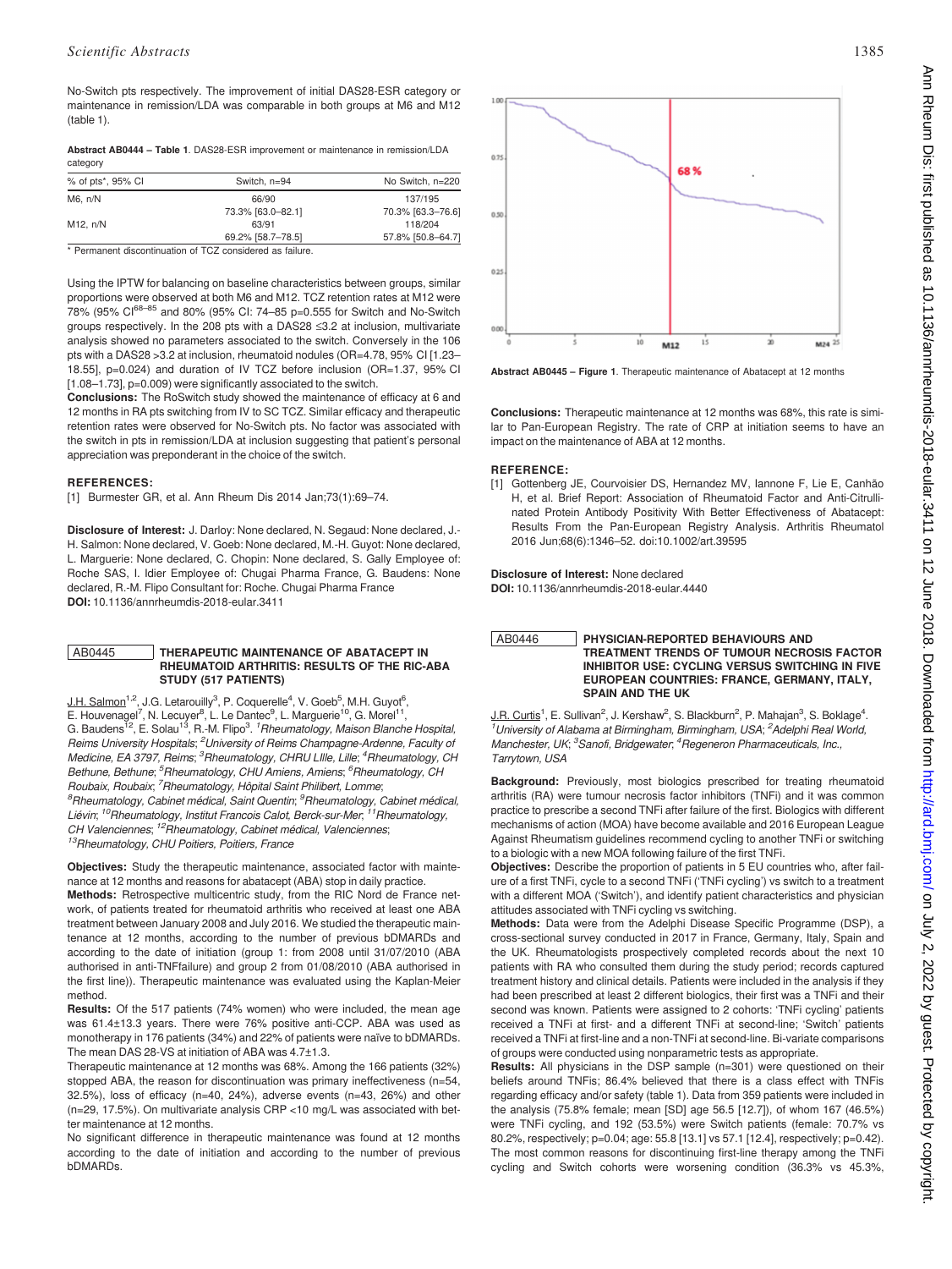No-Switch pts respectively. The improvement of initial DAS28-ESR category or maintenance in remission/LDA was comparable in both groups at M6 and M12 (table 1).

**Abstract AB0444 – Table 1**. DAS28-ESR improvement or maintenance in remission/LDA category

| % of pts*, 95% CI | Switch, n=94 | No Switch, n=220 |
|---|---|---|
| M6, n/N | 66/90 | 137/195 |
| | 73.3% [63.0–82.1] | 70.3% [63.3–76.6] |
| M12, n/N | 63/91 | 118/204 |
| | 69.2% [58.7–78.5] | 57.8% [50.8–64.7] |

* Permanent discontinuation of TCZ considered as failure.

Using the IPTW for balancing on baseline characteristics between groups, similar proportions were observed at both M6 and M12. TCZ retention rates at M12 were 78% (95% CI[68–85] and 80% (95% CI: 74–85 p=0.555 for Switch and No-Switch groups respectively. In the 208 pts with a DAS28 ≤3.2 at inclusion, multivariate analysis showed no parameters associated to the switch. Conversely in the 106 pts with a DAS28 >3.2 at inclusion, rheumatoid nodules (OR=4.78, 95% CI [1.23–18.55], p=0.024) and duration of IV TCZ before inclusion (OR=1.37, 95% CI [1.08–1.73], p=0.009) were significantly associated to the switch.

**Conclusions:** The RoSwitch study showed the maintenance of efficacy at 6 and 12 months in RA pts switching from IV to SC TCZ. Similar efficacy and therapeutic retention rates were observed for No-Switch pts. No factor was associated with the switch in pts in remission/LDA at inclusion suggesting that patient's personal appreciation was preponderant in the choice of the switch.

**REFERENCES:**

[1] Burmester GR, et al. Ann Rheum Dis 2014 Jan;73(1):69–74.

**Disclosure of Interest:** J. Darloy: None declared, N. Segaud: None declared, J.-H. Salmon: None declared, V. Goeb: None declared, M.-H. Guyot: None declared, L. Marguerie: None declared, C. Chopin: None declared, S. Gally Employee of: Roche SAS, I. Idier Employee of: Chugai Pharma France, G. Baudens: None declared, R.-M. Flipo Consultant for: Roche. Chugai Pharma France

**DOI:** 10.1136/annrheumdis-2018-eular.3411

## AB0445 THERAPEUTIC MAINTENANCE OF ABATACEPT IN RHEUMATOID ARTHRITIS: RESULTS OF THE RIC-ABA STUDY (517 PATIENTS)

J.H. Salmon[1,2], J.G. Letarouilly[3], P. Coquerelle[4], V. Goeb[5], M.H. Guyot[6], E. Houvenagel[7], N. Lecuyer[8], L. Le Dantec[9], L. Marguerie[10], G. Morel[11], G. Baudens[12], E. Solau[13], R.-M. Flipo[3]. *[1]Rheumatology, Maison Blanche Hospital, Reims University Hospitals; [2]University of Reims Champagne-Ardenne, Faculty of Medicine, EA 3797, Reims; [3]Rheumatology, CHRU Lllle, Lille; [4]Rheumatology, CH Bethune, Bethune; [5]Rheumatology, CHU Amiens, Amiens; [6]Rheumatology, CH Roubaix, Roubaix; [7]Rheumatology, Hôpital Saint Philibert, Lomme; [8]Rheumatology, Cabinet médical, Saint Quentin; [9]Rheumatology, Cabinet médical, Liévin; [10]Rheumatology, Institut Francois Calot, Berck-sur-Mer; [11]Rheumatology, CH Valenciennes; [12]Rheumatology, Cabinet médical, Valenciennes; [13]Rheumatology, CHU Poitiers, Poitiers, France*

**Objectives:** Study the therapeutic maintenance, associated factor with maintenance at 12 months and reasons for abatacept (ABA) stop in daily practice.

**Methods:** Retrospective multicentric study, from the RIC Nord de France network, of patients treated for rheumatoid arthritis who received at least one ABA treatment between January 2008 and July 2016. We studied the therapeutic maintenance at 12 months, according to the number of previous bDMARDs and according to the date of initiation (group 1: from 2008 until 31/07/2010 (ABA authorised in anti-TNFfailure) and group 2 from 01/08/2010 (ABA authorised in the first line)). Therapeutic maintenance was evaluated using the Kaplan-Meier method.

**Results:** Of the 517 patients (74% women) who were included, the mean age was 61.4±13.3 years. There were 76% positive anti-CCP. ABA was used as monotherapy in 176 patients (34%) and 22% of patients were naïve to bDMARDs. The mean DAS 28-VS at initiation of ABA was 4.7±1.3.

Therapeutic maintenance at 12 months was 68%. Among the 166 patients (32%) stopped ABA, the reason for discontinuation was primary ineffectiveness (n=54, 32.5%), loss of efficacy (n=40, 24%), adverse events (n=43, 26%) and other (n=29, 17.5%). On multivariate analysis CRP <10 mg/L was associated with better maintenance at 12 months.

No significant difference in therapeutic maintenance was found at 12 months according to the date of initiation and according to the number of previous bDMARDs.

1.00
0.75
0.50
0.25
0.00
0 5 10 M12 15 20 M24 25
68 %

**Abstract AB0445 – Figure 1**. Therapeutic maintenance of Abatacept at 12 months

**Conclusions:** Therapeutic maintenance at 12 months was 68%, this rate is similar to Pan-European Registry. The rate of CRP at initiation seems to have an impact on the maintenance of ABA at 12 months.

**REFERENCE:**

[1] Gottenberg JE, Courvoisier DS, Hernandez MV, Iannone F, Lie E, Canhão H, et al. Brief Report: Association of Rheumatoid Factor and Anti-Citrullinated Protein Antibody Positivity With Better Effectiveness of Abatacept: Results From the Pan-European Registry Analysis. Arthritis Rheumatol 2016 Jun;68(6):1346–52. doi:10.1002/art.39595

**Disclosure of Interest:** None declared

**DOI:** 10.1136/annrheumdis-2018-eular.4440

## AB0446 PHYSICIAN-REPORTED BEHAVIOURS AND TREATMENT TRENDS OF TUMOUR NECROSIS FACTOR INHIBITOR USE: CYCLING VERSUS SWITCHING IN FIVE EUROPEAN COUNTRIES: FRANCE, GERMANY, ITALY, SPAIN AND THE UK

J.R. Curtis[1], E. Sullivan[2], J. Kershaw[2], S. Blackburn[2], P. Mahajan[3], S. Boklage[4]. *[1]University of Alabama at Birmingham, Birmingham, USA; [2]Adelphi Real World, Manchester, UK; [3]Sanofi, Bridgewater; [4]Regeneron Pharmaceuticals, Inc., Tarrytown, USA*

**Background:** Previously, most biologics prescribed for treating rheumatoid arthritis (RA) were tumour necrosis factor inhibitors (TNFi) and it was common practice to prescribe a second TNFi after failure of the first. Biologics with different mechanisms of action (MOA) have become available and 2016 European League Against Rheumatism guidelines recommend cycling to another TNFi or switching to a biologic with a new MOA following failure of the first TNFi.

**Objectives:** Describe the proportion of patients in 5 EU countries who, after failure of a first TNFi, cycle to a second TNFi ('TNFi cycling') vs switch to a treatment with a different MOA ('Switch'), and identify patient characteristics and physician attitudes associated with TNFi cycling vs switching.

**Methods:** Data were from the Adelphi Disease Specific Programme (DSP), a cross-sectional survey conducted in 2017 in France, Germany, Italy, Spain and the UK. Rheumatologists prospectively completed records about the next 10 patients with RA who consulted them during the study period; records captured treatment history and clinical details. Patients were included in the analysis if they had been prescribed at least 2 different biologics, their first was a TNFi and their second was known. Patients were assigned to 2 cohorts: 'TNFi cycling' patients received a TNFi at first- and a different TNFi at second-line; 'Switch' patients received a TNFi at first-line and a non-TNFi at second-line. Bi-variate comparisons of groups were conducted using nonparametric tests as appropriate.

**Results:** All physicians in the DSP sample (n=301) were questioned on their beliefs around TNFis; 86.4% believed that there is a class effect with TNFis regarding efficacy and/or safety (table 1). Data from 359 patients were included in the analysis (75.8% female; mean [SD] age 56.5 [12.7]), of whom 167 (46.5%) were TNFi cycling, and 192 (53.5%) were Switch patients (female: 70.7% vs 80.2%, respectively; p=0.04; age: 55.8 [13.1] vs 57.1 [12.4], respectively; p=0.42). The most common reasons for discontinuing first-line therapy among the TNFi cycling and Switch cohorts were worsening condition (36.3% vs 45.3%,